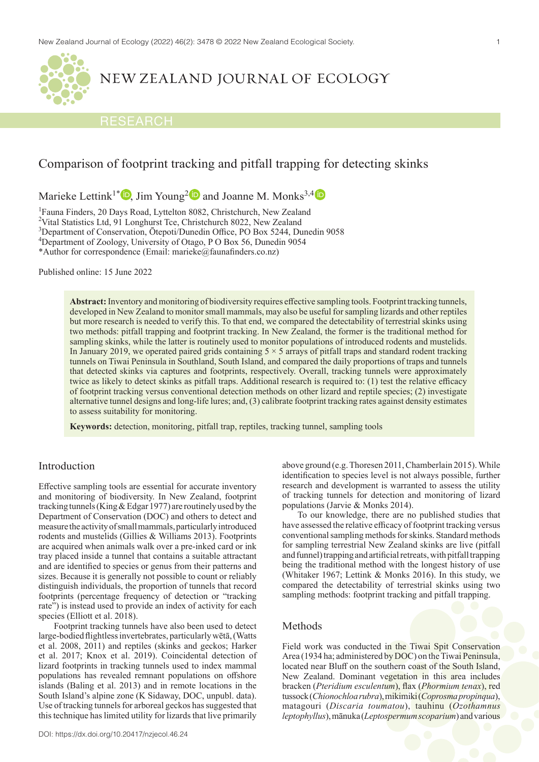# Comparison of footprint tracking and pitfall trapping for detecting skinks

Marieke Lettink[1*], Jim Young[2] and Joanne M. Monks[3,4]

[1]Fauna Finders, 20 Days Road, Lyttelton 8082, Christchurch, New Zealand
[2]Vital Statistics Ltd, 91 Longhurst Tce, Christchurch 8022, New Zealand
[3]Department of Conservation, Ōtepoti/Dunedin Office, PO Box 5244, Dunedin 9058
[4]Department of Zoology, University of Otago, P O Box 56, Dunedin 9054
*Author for correspondence (Email: marieke@faunafinders.co.nz)

Published online: 15 June 2022

**Abstract:** Inventory and monitoring of biodiversity requires effective sampling tools. Footprint tracking tunnels, developed in New Zealand to monitor small mammals, may also be useful for sampling lizards and other reptiles but more research is needed to verify this. To that end, we compared the detectability of terrestrial skinks using two methods: pitfall trapping and footprint tracking. In New Zealand, the former is the traditional method for sampling skinks, while the latter is routinely used to monitor populations of introduced rodents and mustelids. In January 2019, we operated paired grids containing 5 × 5 arrays of pitfall traps and standard rodent tracking tunnels on Tiwai Peninsula in Southland, South Island, and compared the daily proportions of traps and tunnels that detected skinks via captures and footprints, respectively. Overall, tracking tunnels were approximately twice as likely to detect skinks as pitfall traps. Additional research is required to: (1) test the relative efficacy of footprint tracking versus conventional detection methods on other lizard and reptile species; (2) investigate alternative tunnel designs and long-life lures; and, (3) calibrate footprint tracking rates against density estimates to assess suitability for monitoring.

**Keywords:** detection, monitoring, pitfall trap, reptiles, tracking tunnel, sampling tools

## Introduction

Effective sampling tools are essential for accurate inventory and monitoring of biodiversity. In New Zealand, footprint tracking tunnels (King & Edgar 1977) are routinely used by the Department of Conservation (DOC) and others to detect and measure the activity of small mammals, particularly introduced rodents and mustelids (Gillies & Williams 2013). Footprints are acquired when animals walk over a pre-inked card or ink tray placed inside a tunnel that contains a suitable attractant and are identified to species or genus from their patterns and sizes. Because it is generally not possible to count or reliably distinguish individuals, the proportion of tunnels that record footprints (percentage frequency of detection or "tracking rate") is instead used to provide an index of activity for each species (Elliott et al. 2018).

Footprint tracking tunnels have also been used to detect large-bodied flightless invertebrates, particularly wētā, (Watts et al. 2008, 2011) and reptiles (skinks and geckos; Harker et al. 2017; Knox et al. 2019). Coincidental detection of lizard footprints in tracking tunnels used to index mammal populations has revealed remnant populations on offshore islands (Baling et al. 2013) and in remote locations in the South Island's alpine zone (K Sidaway, DOC, unpubl. data). Use of tracking tunnels for arboreal geckos has suggested that this technique has limited utility for lizards that live primarily above ground (e.g. Thoresen 2011, Chamberlain 2015). While identification to species level is not always possible, further research and development is warranted to assess the utility of tracking tunnels for detection and monitoring of lizard populations (Jarvie & Monks 2014).

To our knowledge, there are no published studies that have assessed the relative efficacy of footprint tracking versus conventional sampling methods for skinks. Standard methods for sampling terrestrial New Zealand skinks are live (pitfall and funnel) trapping and artificial retreats, with pitfall trapping being the traditional method with the longest history of use (Whitaker 1967; Lettink & Monks 2016). In this study, we compared the detectability of terrestrial skinks using two sampling methods: footprint tracking and pitfall trapping.

## Methods

Field work was conducted in the Tiwai Spit Conservation Area (1934 ha; administered by DOC) on the Tiwai Peninsula, located near Bluff on the southern coast of the South Island, New Zealand. Dominant vegetation in this area includes bracken (*Pteridium esculentum*), flax (*Phormium tenax*), red tussock (*Chionochloa rubra*), mikimiki (*Coprosma propinqua*), matagouri (*Discaria toumatou*), tauhinu (*Ozothamnus leptophyllus*), mānuka (*Leptospermum scoparium*) and various

DOI: https://dx.doi.org/10.20417/nzjecol.46.24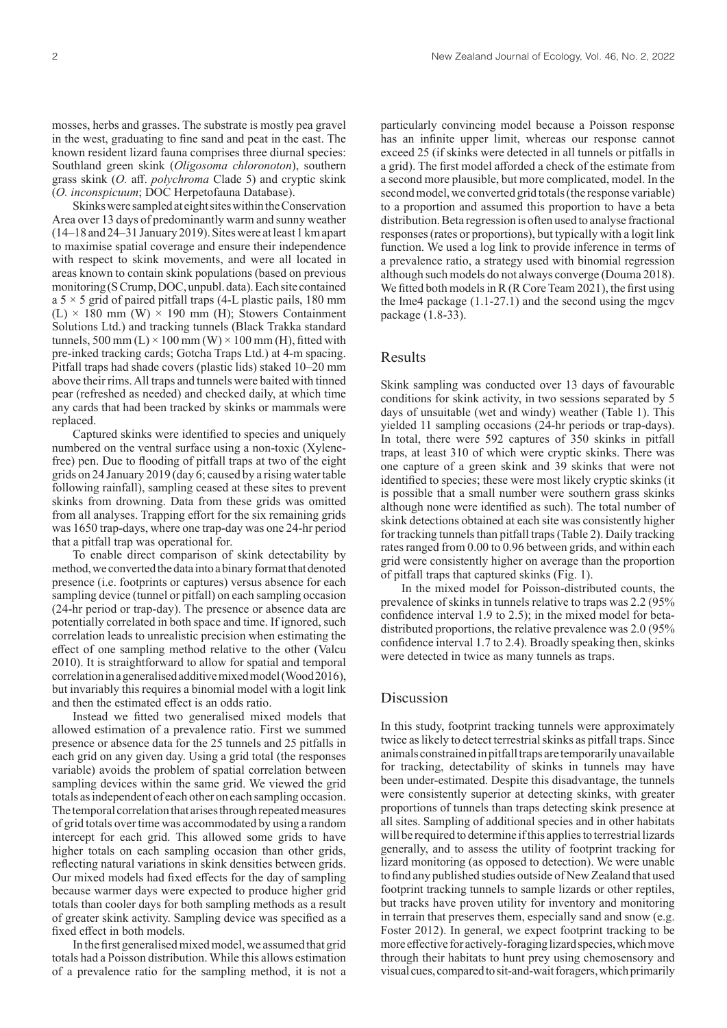mosses, herbs and grasses. The substrate is mostly pea gravel in the west, graduating to fine sand and peat in the east. The known resident lizard fauna comprises three diurnal species: Southland green skink (*Oligosoma chloronoton*), southern grass skink (*O.* aff. *polychroma* Clade 5) and cryptic skink (*O. inconspicuum*; DOC Herpetofauna Database).

Skinks were sampled at eight sites within the Conservation Area over 13 days of predominantly warm and sunny weather (14–18 and 24–31 January 2019). Sites were at least 1 km apart to maximise spatial coverage and ensure their independence with respect to skink movements, and were all located in areas known to contain skink populations (based on previous monitoring (S Crump, DOC, unpubl. data). Each site contained a $5 \times 5$ grid of paired pitfall traps (4-L plastic pails, 180 mm (L) $\times$ 180 mm (W) $\times$ 190 mm (H); Stowers Containment Solutions Ltd.) and tracking tunnels (Black Trakka standard tunnels, 500 mm (L) $\times$ 100 mm (W) $\times$ 100 mm (H), fitted with pre-inked tracking cards; Gotcha Traps Ltd.) at 4-m spacing. Pitfall traps had shade covers (plastic lids) staked 10–20 mm above their rims. All traps and tunnels were baited with tinned pear (refreshed as needed) and checked daily, at which time any cards that had been tracked by skinks or mammals were replaced.

Captured skinks were identified to species and uniquely numbered on the ventral surface using a non-toxic (Xylene-free) pen. Due to flooding of pitfall traps at two of the eight grids on 24 January 2019 (day 6; caused by a rising water table following rainfall), sampling ceased at these sites to prevent skinks from drowning. Data from these grids was omitted from all analyses. Trapping effort for the six remaining grids was 1650 trap-days, where one trap-day was one 24-hr period that a pitfall trap was operational for.

To enable direct comparison of skink detectability by method, we converted the data into a binary format that denoted presence (i.e. footprints or captures) versus absence for each sampling device (tunnel or pitfall) on each sampling occasion (24-hr period or trap-day). The presence or absence data are potentially correlated in both space and time. If ignored, such correlation leads to unrealistic precision when estimating the effect of one sampling method relative to the other (Valcu 2010). It is straightforward to allow for spatial and temporal correlation in a generalised additive mixed model (Wood 2016), but invariably this requires a binomial model with a logit link and then the estimated effect is an odds ratio.

Instead we fitted two generalised mixed models that allowed estimation of a prevalence ratio. First we summed presence or absence data for the 25 tunnels and 25 pitfalls in each grid on any given day. Using a grid total (the responses variable) avoids the problem of spatial correlation between sampling devices within the same grid. We viewed the grid totals as independent of each other on each sampling occasion. The temporal correlation that arises through repeated measures of grid totals over time was accommodated by using a random intercept for each grid. This allowed some grids to have higher totals on each sampling occasion than other grids, reflecting natural variations in skink densities between grids. Our mixed models had fixed effects for the day of sampling because warmer days were expected to produce higher grid totals than cooler days for both sampling methods as a result of greater skink activity. Sampling device was specified as a fixed effect in both models.

In the first generalised mixed model, we assumed that grid totals had a Poisson distribution. While this allows estimation of a prevalence ratio for the sampling method, it is not a particularly convincing model because a Poisson response has an infinite upper limit, whereas our response cannot exceed 25 (if skinks were detected in all tunnels or pitfalls in a grid). The first model afforded a check of the estimate from a second more plausible, but more complicated, model. In the second model, we converted grid totals (the response variable) to a proportion and assumed this proportion to have a beta distribution. Beta regression is often used to analyse fractional responses (rates or proportions), but typically with a logit link function. We used a log link to provide inference in terms of a prevalence ratio, a strategy used with binomial regression although such models do not always converge (Douma 2018). We fitted both models in R (R Core Team 2021), the first using the lme4 package (1.1-27.1) and the second using the mgcv package (1.8-33).

## Results

Skink sampling was conducted over 13 days of favourable conditions for skink activity, in two sessions separated by 5 days of unsuitable (wet and windy) weather (Table 1). This yielded 11 sampling occasions (24-hr periods or trap-days). In total, there were 592 captures of 350 skinks in pitfall traps, at least 310 of which were cryptic skinks. There was one capture of a green skink and 39 skinks that were not identified to species; these were most likely cryptic skinks (it is possible that a small number were southern grass skinks although none were identified as such). The total number of skink detections obtained at each site was consistently higher for tracking tunnels than pitfall traps (Table 2). Daily tracking rates ranged from 0.00 to 0.96 between grids, and within each grid were consistently higher on average than the proportion of pitfall traps that captured skinks (Fig. 1).

In the mixed model for Poisson-distributed counts, the prevalence of skinks in tunnels relative to traps was 2.2 (95% confidence interval 1.9 to 2.5); in the mixed model for beta-distributed proportions, the relative prevalence was 2.0 (95% confidence interval 1.7 to 2.4). Broadly speaking then, skinks were detected in twice as many tunnels as traps.

## Discussion

In this study, footprint tracking tunnels were approximately twice as likely to detect terrestrial skinks as pitfall traps. Since animals constrained in pitfall traps are temporarily unavailable for tracking, detectability of skinks in tunnels may have been under-estimated. Despite this disadvantage, the tunnels were consistently superior at detecting skinks, with greater proportions of tunnels than traps detecting skink presence at all sites. Sampling of additional species and in other habitats will be required to determine if this applies to terrestrial lizards generally, and to assess the utility of footprint tracking for lizard monitoring (as opposed to detection). We were unable to find any published studies outside of New Zealand that used footprint tracking tunnels to sample lizards or other reptiles, but tracks have proven utility for inventory and monitoring in terrain that preserves them, especially sand and snow (e.g. Foster 2012). In general, we expect footprint tracking to be more effective for actively-foraging lizard species, which move through their habitats to hunt prey using chemosensory and visual cues, compared to sit-and-wait foragers, which primarily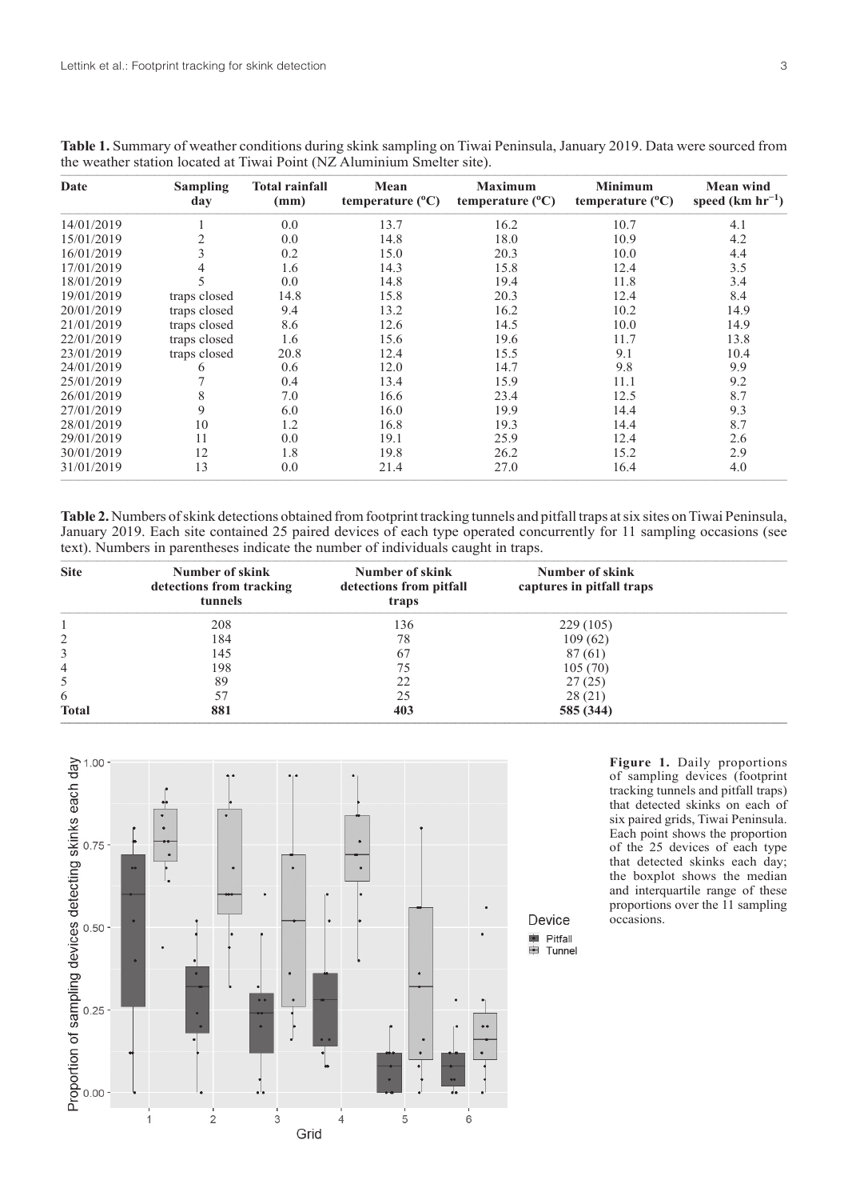**Table 1.** Summary of weather conditions during skink sampling on Tiwai Peninsula, January 2019. Data were sourced from the weather station located at Tiwai Point (NZ Aluminium Smelter site).

| Date | Sampling day | Total rainfall (mm) | Mean temperature (ºC) | Maximum temperature (ºC) | Minimum temperature (ºC) | Mean wind speed (km $hr^{-1}$) |
|---|---|---|---|---|---|---|
| 14/01/2019 | 1 | 0.0 | 13.7 | 16.2 | 10.7 | 4.1 |
| 15/01/2019 | 2 | 0.0 | 14.8 | 18.0 | 10.9 | 4.2 |
| 16/01/2019 | 3 | 0.2 | 15.0 | 20.3 | 10.0 | 4.4 |
| 17/01/2019 | 4 | 1.6 | 14.3 | 15.8 | 12.4 | 3.5 |
| 18/01/2019 | 5 | 0.0 | 14.8 | 19.4 | 11.8 | 3.4 |
| 19/01/2019 | traps closed | 14.8 | 15.8 | 20.3 | 12.4 | 8.4 |
| 20/01/2019 | traps closed | 9.4 | 13.2 | 16.2 | 10.2 | 14.9 |
| 21/01/2019 | traps closed | 8.6 | 12.6 | 14.5 | 10.0 | 14.9 |
| 22/01/2019 | traps closed | 1.6 | 15.6 | 19.6 | 11.7 | 13.8 |
| 23/01/2019 | traps closed | 20.8 | 12.4 | 15.5 | 9.1 | 10.4 |
| 24/01/2019 | 6 | 0.6 | 12.0 | 14.7 | 9.8 | 9.9 |
| 25/01/2019 | 7 | 0.4 | 13.4 | 15.9 | 11.1 | 9.2 |
| 26/01/2019 | 8 | 7.0 | 16.6 | 23.4 | 12.5 | 8.7 |
| 27/01/2019 | 9 | 6.0 | 16.0 | 19.9 | 14.4 | 9.3 |
| 28/01/2019 | 10 | 1.2 | 16.8 | 19.3 | 14.4 | 8.7 |
| 29/01/2019 | 11 | 0.0 | 19.1 | 25.9 | 12.4 | 2.6 |
| 30/01/2019 | 12 | 1.8 | 19.8 | 26.2 | 15.2 | 2.9 |
| 31/01/2019 | 13 | 0.0 | 21.4 | 27.0 | 16.4 | 4.0 |

**Table 2.** Numbers of skink detections obtained from footprint tracking tunnels and pitfall traps at six sites on Tiwai Peninsula, January 2019. Each site contained 25 paired devices of each type operated concurrently for 11 sampling occasions (see text). Numbers in parentheses indicate the number of individuals caught in traps.

| Site | Number of skink detections from tracking tunnels | Number of skink detections from pitfall traps | Number of skink captures in pitfall traps |
|---|---|---|---|
| 1 | 208 | 136 | 229 (105) |
| 2 | 184 | 78 | 109 (62) |
| 3 | 145 | 67 | 87 (61) |
| 4 | 198 | 75 | 105 (70) |
| 5 | 89 | 22 | 27 (25) |
| 6 | 57 | 25 | 28 (21) |
| **Total** | **881** | **403** | **585 (344)** |

**Figure 1.** Daily proportions of sampling devices (footprint tracking tunnels and pitfall traps) that detected skinks on each of six paired grids, Tiwai Peninsula. Each point shows the proportion of the 25 devices of each type that detected skinks each day; the boxplot shows the median and interquartile range of these proportions over the 11 sampling occasions.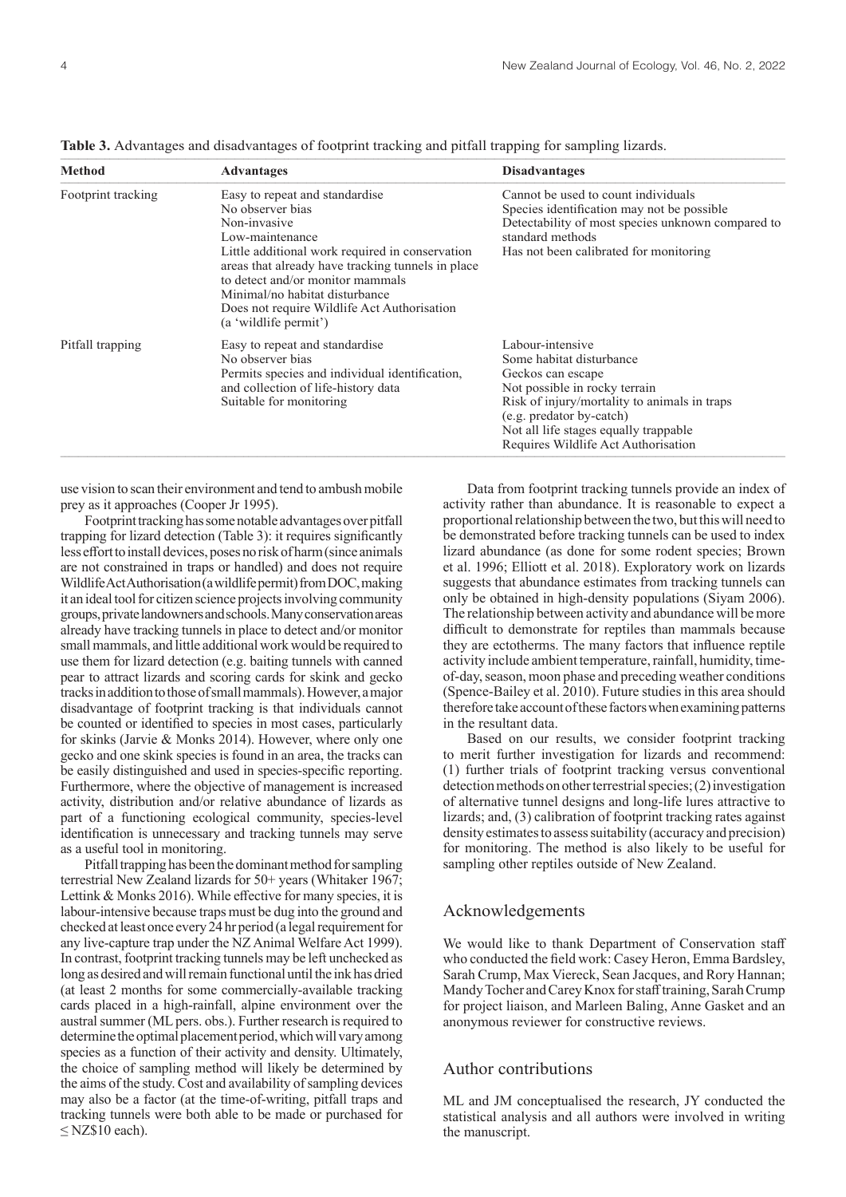**Table 3.** Advantages and disadvantages of footprint tracking and pitfall trapping for sampling lizards.

| Method | Advantages | Disadvantages |
|---|---|---|
| Footprint tracking | Easy to repeat and standardise<br>No observer bias<br>Non-invasive<br>Low-maintenance<br>Little additional work required in conservation areas that already have tracking tunnels in place to detect and/or monitor mammals<br>Minimal/no habitat disturbance<br>Does not require Wildlife Act Authorisation (a 'wildlife permit') | Cannot be used to count individuals<br>Species identification may not be possible<br>Detectability of most species unknown compared to standard methods<br>Has not been calibrated for monitoring |
| Pitfall trapping | Easy to repeat and standardise<br>No observer bias<br>Permits species and individual identification, and collection of life-history data<br>Suitable for monitoring | Labour-intensive<br>Some habitat disturbance<br>Geckos can escape<br>Not possible in rocky terrain<br>Risk of injury/mortality to animals in traps (e.g. predator by-catch)<br>Not all life stages equally trappable<br>Requires Wildlife Act Authorisation |

use vision to scan their environment and tend to ambush mobile prey as it approaches (Cooper Jr 1995).

Footprint tracking has some notable advantages over pitfall trapping for lizard detection (Table 3): it requires significantly less effort to install devices, poses no risk of harm (since animals are not constrained in traps or handled) and does not require Wildlife Act Authorisation (a wildlife permit) from DOC, making it an ideal tool for citizen science projects involving community groups, private landowners and schools. Many conservation areas already have tracking tunnels in place to detect and/or monitor small mammals, and little additional work would be required to use them for lizard detection (e.g. baiting tunnels with canned pear to attract lizards and scoring cards for skink and gecko tracks in addition to those of small mammals). However, a major disadvantage of footprint tracking is that individuals cannot be counted or identified to species in most cases, particularly for skinks (Jarvie & Monks 2014). However, where only one gecko and one skink species is found in an area, the tracks can be easily distinguished and used in species-specific reporting. Furthermore, where the objective of management is increased activity, distribution and/or relative abundance of lizards as part of a functioning ecological community, species-level identification is unnecessary and tracking tunnels may serve as a useful tool in monitoring.

Pitfall trapping has been the dominant method for sampling terrestrial New Zealand lizards for 50+ years (Whitaker 1967; Lettink & Monks 2016). While effective for many species, it is labour-intensive because traps must be dug into the ground and checked at least once every 24 hr period (a legal requirement for any live-capture trap under the NZ Animal Welfare Act 1999). In contrast, footprint tracking tunnels may be left unchecked as long as desired and will remain functional until the ink has dried (at least 2 months for some commercially-available tracking cards placed in a high-rainfall, alpine environment over the austral summer (ML pers. obs.). Further research is required to determine the optimal placement period, which will vary among species as a function of their activity and density. Ultimately, the choice of sampling method will likely be determined by the aims of the study. Cost and availability of sampling devices may also be a factor (at the time-of-writing, pitfall traps and tracking tunnels were both able to be made or purchased for ≤ NZ$10 each).

Data from footprint tracking tunnels provide an index of activity rather than abundance. It is reasonable to expect a proportional relationship between the two, but this will need to be demonstrated before tracking tunnels can be used to index lizard abundance (as done for some rodent species; Brown et al. 1996; Elliott et al. 2018). Exploratory work on lizards suggests that abundance estimates from tracking tunnels can only be obtained in high-density populations (Siyam 2006). The relationship between activity and abundance will be more difficult to demonstrate for reptiles than mammals because they are ectotherms. The many factors that influence reptile activity include ambient temperature, rainfall, humidity, time-of-day, season, moon phase and preceding weather conditions (Spence-Bailey et al. 2010). Future studies in this area should therefore take account of these factors when examining patterns in the resultant data.

Based on our results, we consider footprint tracking to merit further investigation for lizards and recommend: (1) further trials of footprint tracking versus conventional detection methods on other terrestrial species; (2) investigation of alternative tunnel designs and long-life lures attractive to lizards; and, (3) calibration of footprint tracking rates against density estimates to assess suitability (accuracy and precision) for monitoring. The method is also likely to be useful for sampling other reptiles outside of New Zealand.

## Acknowledgements

We would like to thank Department of Conservation staff who conducted the field work: Casey Heron, Emma Bardsley, Sarah Crump, Max Viereck, Sean Jacques, and Rory Hannan; Mandy Tocher and Carey Knox for staff training, Sarah Crump for project liaison, and Marleen Baling, Anne Gasket and an anonymous reviewer for constructive reviews.

## Author contributions

ML and JM conceptualised the research, JY conducted the statistical analysis and all authors were involved in writing the manuscript.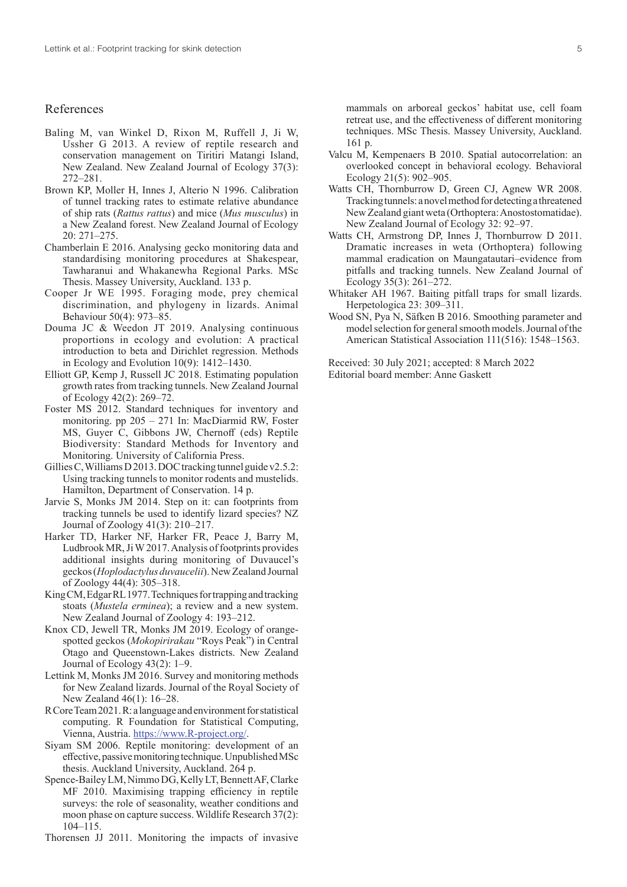## References

Baling M, van Winkel D, Rixon M, Ruffell J, Ji W, Ussher G 2013. A review of reptile research and conservation management on Tiritiri Matangi Island, New Zealand. New Zealand Journal of Ecology 37(3): 272–281.

Brown KP, Moller H, Innes J, Alterio N 1996. Calibration of tunnel tracking rates to estimate relative abundance of ship rats (*Rattus rattus*) and mice (*Mus musculus*) in a New Zealand forest. New Zealand Journal of Ecology 20: 271–275.

Chamberlain E 2016. Analysing gecko monitoring data and standardising monitoring procedures at Shakespear, Tawharanui and Whakanewha Regional Parks. MSc Thesis. Massey University, Auckland. 133 p.

Cooper Jr WE 1995. Foraging mode, prey chemical discrimination, and phylogeny in lizards. Animal Behaviour 50(4): 973–85.

Douma JC & Weedon JT 2019. Analysing continuous proportions in ecology and evolution: A practical introduction to beta and Dirichlet regression. Methods in Ecology and Evolution 10(9): 1412–1430.

Elliott GP, Kemp J, Russell JC 2018. Estimating population growth rates from tracking tunnels. New Zealand Journal of Ecology 42(2): 269–72.

Foster MS 2012. Standard techniques for inventory and monitoring. pp 205 – 271 In: MacDiarmid RW, Foster MS, Guyer C, Gibbons JW, Chernoff (eds) Reptile Biodiversity: Standard Methods for Inventory and Monitoring. University of California Press.

Gillies C, Williams D 2013. DOC tracking tunnel guide v2.5.2: Using tracking tunnels to monitor rodents and mustelids. Hamilton, Department of Conservation. 14 p.

Jarvie S, Monks JM 2014. Step on it: can footprints from tracking tunnels be used to identify lizard species? NZ Journal of Zoology 41(3): 210–217.

Harker TD, Harker NF, Harker FR, Peace J, Barry M, Ludbrook MR, Ji W 2017. Analysis of footprints provides additional insights during monitoring of Duvaucel's geckos (*Hoplodactylus duvaucelii*). New Zealand Journal of Zoology 44(4): 305–318.

King CM, Edgar RL 1977. Techniques for trapping and tracking stoats (*Mustela erminea*); a review and a new system. New Zealand Journal of Zoology 4: 193–212.

Knox CD, Jewell TR, Monks JM 2019. Ecology of orange-spotted geckos (*Mokopirirakau* "Roys Peak") in Central Otago and Queenstown-Lakes districts. New Zealand Journal of Ecology 43(2): 1–9.

Lettink M, Monks JM 2016. Survey and monitoring methods for New Zealand lizards. Journal of the Royal Society of New Zealand 46(1): 16–28.

R Core Team 2021. R: a language and environment for statistical computing. R Foundation for Statistical Computing, Vienna, Austria. https://www.R-project.org/.

Siyam SM 2006. Reptile monitoring: development of an effective, passive monitoring technique. Unpublished MSc thesis. Auckland University, Auckland. 264 p.

Spence-Bailey LM, Nimmo DG, Kelly LT, Bennett AF, Clarke MF 2010. Maximising trapping efficiency in reptile surveys: the role of seasonality, weather conditions and moon phase on capture success. Wildlife Research 37(2): 104–115.

Thorensen JJ 2011. Monitoring the impacts of invasive mammals on arboreal geckos' habitat use, cell foam retreat use, and the effectiveness of different monitoring techniques. MSc Thesis. Massey University, Auckland. 161 p.

Valcu M, Kempenaers B 2010. Spatial autocorrelation: an overlooked concept in behavioral ecology. Behavioral Ecology 21(5): 902–905.

Watts CH, Thornburrow D, Green CJ, Agnew WR 2008. Tracking tunnels: a novel method for detecting a threatened New Zealand giant weta (Orthoptera: Anostostomatidae). New Zealand Journal of Ecology 32: 92–97.

Watts CH, Armstrong DP, Innes J, Thornburrow D 2011. Dramatic increases in weta (Orthoptera) following mammal eradication on Maungatautari–evidence from pitfalls and tracking tunnels. New Zealand Journal of Ecology 35(3): 261–272.

Whitaker AH 1967. Baiting pitfall traps for small lizards. Herpetologica 23: 309–311.

Wood SN, Pya N, Säfken B 2016. Smoothing parameter and model selection for general smooth models. Journal of the American Statistical Association 111(516): 1548–1563.

Received: 30 July 2021; accepted: 8 March 2022
Editorial board member: Anne Gaskett